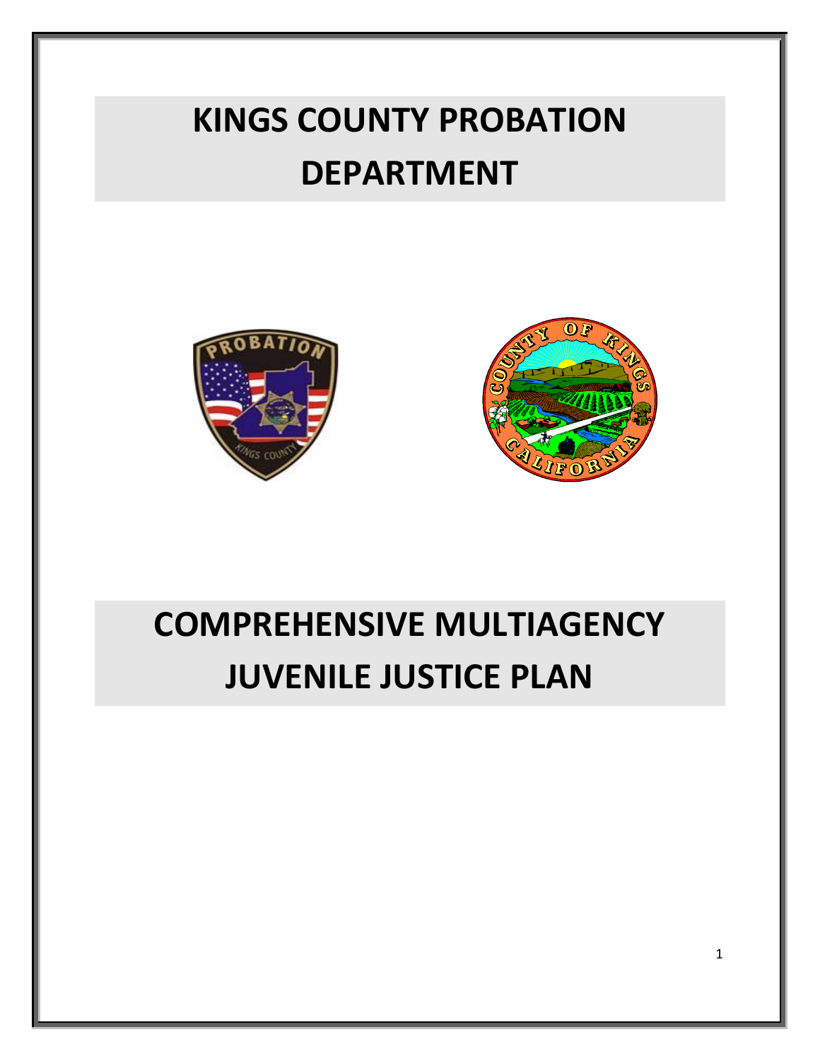# KINGS COUNTY PROBATION DEPARTMENT

# COMPREHENSIVE MULTIAGENCY JUVENILE JUSTICE PLAN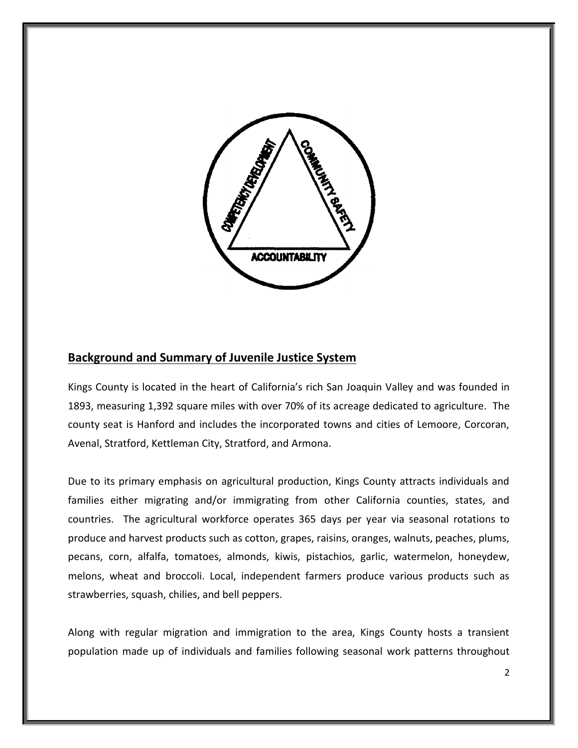COMPETENCY DEVELOPMENT

COMMUNITY SAFETY

ACCOUNTABILITY

## Background and Summary of Juvenile Justice System

Kings County is located in the heart of California's rich San Joaquin Valley and was founded in 1893, measuring 1,392 square miles with over 70% of its acreage dedicated to agriculture. The county seat is Hanford and includes the incorporated towns and cities of Lemoore, Corcoran, Avenal, Stratford, Kettleman City, Stratford, and Armona.

Due to its primary emphasis on agricultural production, Kings County attracts individuals and families either migrating and/or immigrating from other California counties, states, and countries. The agricultural workforce operates 365 days per year via seasonal rotations to produce and harvest products such as cotton, grapes, raisins, oranges, walnuts, peaches, plums, pecans, corn, alfalfa, tomatoes, almonds, kiwis, pistachios, garlic, watermelon, honeydew, melons, wheat and broccoli. Local, independent farmers produce various products such as strawberries, squash, chilies, and bell peppers.

Along with regular migration and immigration to the area, Kings County hosts a transient population made up of individuals and families following seasonal work patterns throughout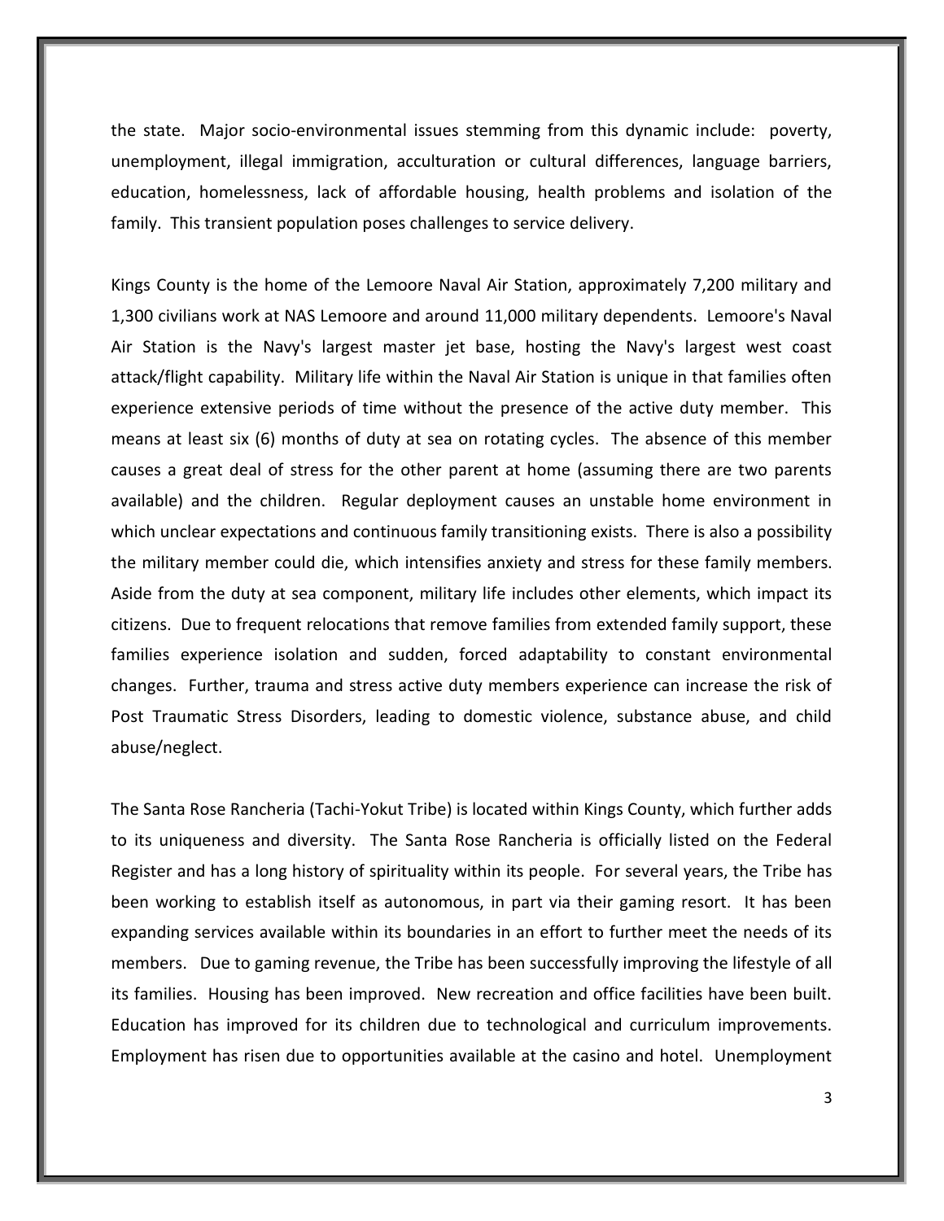the state. Major socio-environmental issues stemming from this dynamic include: poverty, unemployment, illegal immigration, acculturation or cultural differences, language barriers, education, homelessness, lack of affordable housing, health problems and isolation of the family. This transient population poses challenges to service delivery.

Kings County is the home of the Lemoore Naval Air Station, approximately 7,200 military and 1,300 civilians work at NAS Lemoore and around 11,000 military dependents. Lemoore's Naval Air Station is the Navy's largest master jet base, hosting the Navy's largest west coast attack/flight capability. Military life within the Naval Air Station is unique in that families often experience extensive periods of time without the presence of the active duty member. This means at least six (6) months of duty at sea on rotating cycles. The absence of this member causes a great deal of stress for the other parent at home (assuming there are two parents available) and the children. Regular deployment causes an unstable home environment in which unclear expectations and continuous family transitioning exists. There is also a possibility the military member could die, which intensifies anxiety and stress for these family members. Aside from the duty at sea component, military life includes other elements, which impact its citizens. Due to frequent relocations that remove families from extended family support, these families experience isolation and sudden, forced adaptability to constant environmental changes. Further, trauma and stress active duty members experience can increase the risk of Post Traumatic Stress Disorders, leading to domestic violence, substance abuse, and child abuse/neglect.

The Santa Rose Rancheria (Tachi-Yokut Tribe) is located within Kings County, which further adds to its uniqueness and diversity. The Santa Rose Rancheria is officially listed on the Federal Register and has a long history of spirituality within its people. For several years, the Tribe has been working to establish itself as autonomous, in part via their gaming resort. It has been expanding services available within its boundaries in an effort to further meet the needs of its members. Due to gaming revenue, the Tribe has been successfully improving the lifestyle of all its families. Housing has been improved. New recreation and office facilities have been built. Education has improved for its children due to technological and curriculum improvements. Employment has risen due to opportunities available at the casino and hotel. Unemployment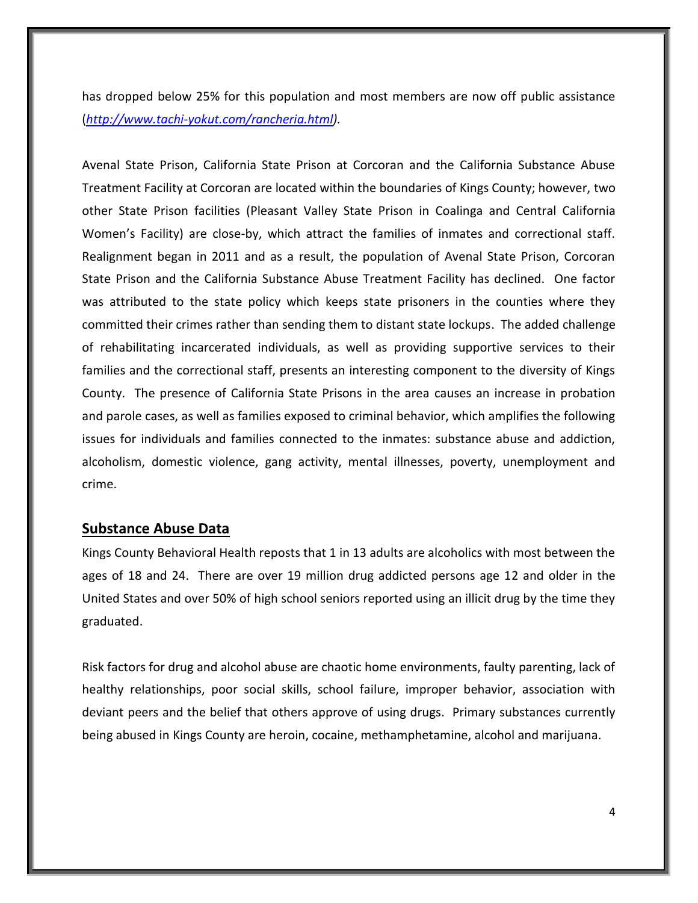has dropped below 25% for this population and most members are now off public assistance (*http://www.tachi-yokut.com/rancheria.html).*

Avenal State Prison, California State Prison at Corcoran and the California Substance Abuse Treatment Facility at Corcoran are located within the boundaries of Kings County; however, two other State Prison facilities (Pleasant Valley State Prison in Coalinga and Central California Women's Facility) are close-by, which attract the families of inmates and correctional staff. Realignment began in 2011 and as a result, the population of Avenal State Prison, Corcoran State Prison and the California Substance Abuse Treatment Facility has declined. One factor was attributed to the state policy which keeps state prisoners in the counties where they committed their crimes rather than sending them to distant state lockups. The added challenge of rehabilitating incarcerated individuals, as well as providing supportive services to their families and the correctional staff, presents an interesting component to the diversity of Kings County. The presence of California State Prisons in the area causes an increase in probation and parole cases, as well as families exposed to criminal behavior, which amplifies the following issues for individuals and families connected to the inmates: substance abuse and addiction, alcoholism, domestic violence, gang activity, mental illnesses, poverty, unemployment and crime.

## Substance Abuse Data

Kings County Behavioral Health reposts that 1 in 13 adults are alcoholics with most between the ages of 18 and 24. There are over 19 million drug addicted persons age 12 and older in the United States and over 50% of high school seniors reported using an illicit drug by the time they graduated.

Risk factors for drug and alcohol abuse are chaotic home environments, faulty parenting, lack of healthy relationships, poor social skills, school failure, improper behavior, association with deviant peers and the belief that others approve of using drugs. Primary substances currently being abused in Kings County are heroin, cocaine, methamphetamine, alcohol and marijuana.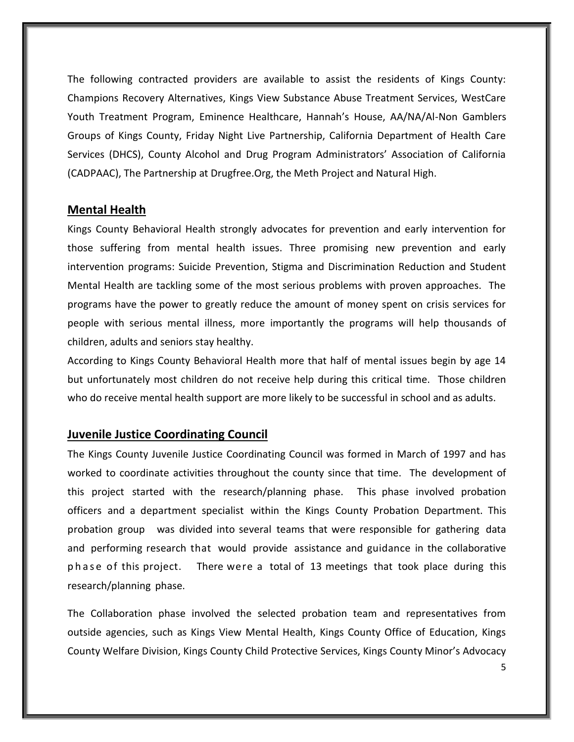The following contracted providers are available to assist the residents of Kings County: Champions Recovery Alternatives, Kings View Substance Abuse Treatment Services, WestCare Youth Treatment Program, Eminence Healthcare, Hannah's House, AA/NA/Al-Non Gamblers Groups of Kings County, Friday Night Live Partnership, California Department of Health Care Services (DHCS), County Alcohol and Drug Program Administrators' Association of California (CADPAAC), The Partnership at Drugfree.Org, the Meth Project and Natural High.

## Mental Health

Kings County Behavioral Health strongly advocates for prevention and early intervention for those suffering from mental health issues. Three promising new prevention and early intervention programs: Suicide Prevention, Stigma and Discrimination Reduction and Student Mental Health are tackling some of the most serious problems with proven approaches. The programs have the power to greatly reduce the amount of money spent on crisis services for people with serious mental illness, more importantly the programs will help thousands of children, adults and seniors stay healthy.

According to Kings County Behavioral Health more that half of mental issues begin by age 14 but unfortunately most children do not receive help during this critical time. Those children who do receive mental health support are more likely to be successful in school and as adults.

## Juvenile Justice Coordinating Council

The Kings County Juvenile Justice Coordinating Council was formed in March of 1997 and has worked to coordinate activities throughout the county since that time. The development of this project started with the research/planning phase. This phase involved probation officers and a department specialist within the Kings County Probation Department. This probation group was divided into several teams that were responsible for gathering data and performing research that would provide assistance and guidance in the collaborative phase of this project. There were a total of 13 meetings that took place during this research/planning phase.

The Collaboration phase involved the selected probation team and representatives from outside agencies, such as Kings View Mental Health, Kings County Office of Education, Kings County Welfare Division, Kings County Child Protective Services, Kings County Minor's Advocacy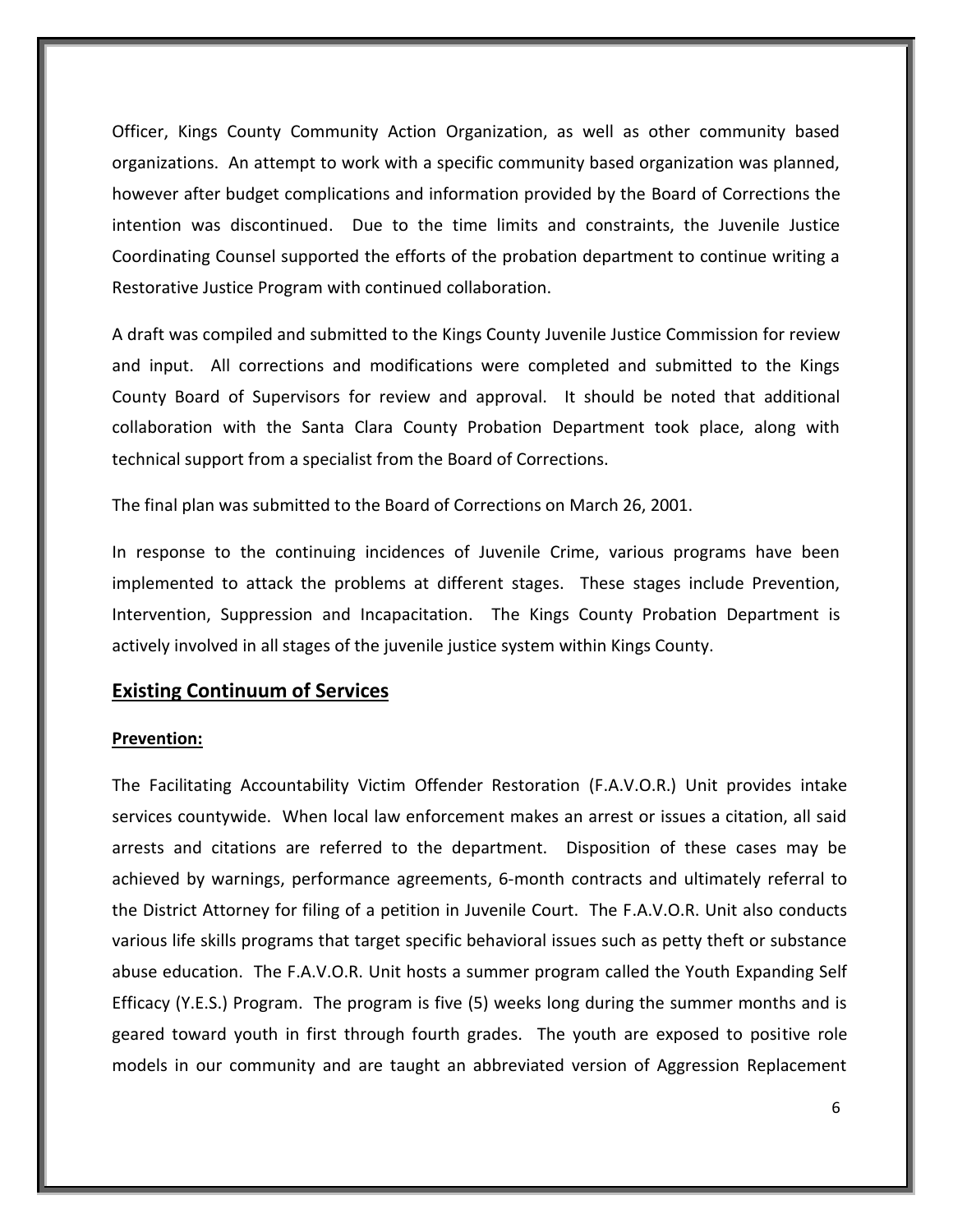Officer, Kings County Community Action Organization, as well as other community based organizations. An attempt to work with a specific community based organization was planned, however after budget complications and information provided by the Board of Corrections the intention was discontinued. Due to the time limits and constraints, the Juvenile Justice Coordinating Counsel supported the efforts of the probation department to continue writing a Restorative Justice Program with continued collaboration.

A draft was compiled and submitted to the Kings County Juvenile Justice Commission for review and input. All corrections and modifications were completed and submitted to the Kings County Board of Supervisors for review and approval. It should be noted that additional collaboration with the Santa Clara County Probation Department took place, along with technical support from a specialist from the Board of Corrections.

The final plan was submitted to the Board of Corrections on March 26, 2001.

In response to the continuing incidences of Juvenile Crime, various programs have been implemented to attack the problems at different stages. These stages include Prevention, Intervention, Suppression and Incapacitation. The Kings County Probation Department is actively involved in all stages of the juvenile justice system within Kings County.

## Existing Continuum of Services

### Prevention:

The Facilitating Accountability Victim Offender Restoration (F.A.V.O.R.) Unit provides intake services countywide. When local law enforcement makes an arrest or issues a citation, all said arrests and citations are referred to the department. Disposition of these cases may be achieved by warnings, performance agreements, 6-month contracts and ultimately referral to the District Attorney for filing of a petition in Juvenile Court. The F.A.V.O.R. Unit also conducts various life skills programs that target specific behavioral issues such as petty theft or substance abuse education. The F.A.V.O.R. Unit hosts a summer program called the Youth Expanding Self Efficacy (Y.E.S.) Program. The program is five (5) weeks long during the summer months and is geared toward youth in first through fourth grades. The youth are exposed to positive role models in our community and are taught an abbreviated version of Aggression Replacement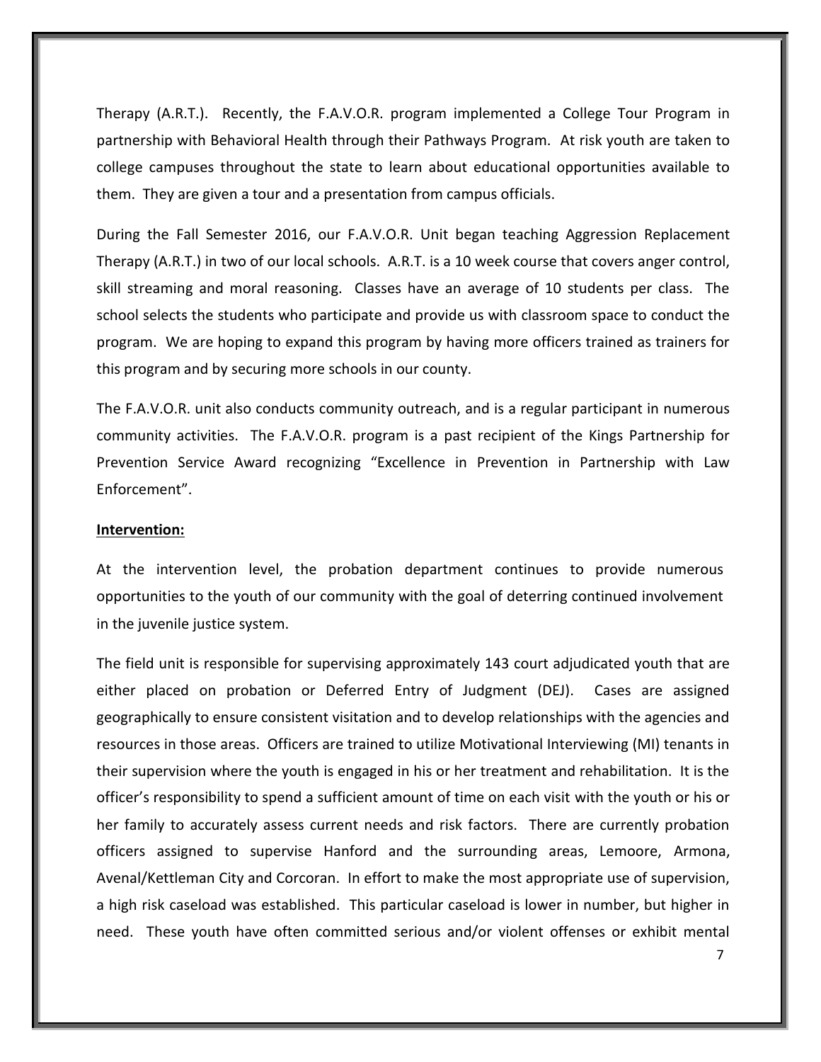Therapy (A.R.T.). Recently, the F.A.V.O.R. program implemented a College Tour Program in partnership with Behavioral Health through their Pathways Program. At risk youth are taken to college campuses throughout the state to learn about educational opportunities available to them. They are given a tour and a presentation from campus officials.

During the Fall Semester 2016, our F.A.V.O.R. Unit began teaching Aggression Replacement Therapy (A.R.T.) in two of our local schools. A.R.T. is a 10 week course that covers anger control, skill streaming and moral reasoning. Classes have an average of 10 students per class. The school selects the students who participate and provide us with classroom space to conduct the program. We are hoping to expand this program by having more officers trained as trainers for this program and by securing more schools in our county.

The F.A.V.O.R. unit also conducts community outreach, and is a regular participant in numerous community activities. The F.A.V.O.R. program is a past recipient of the Kings Partnership for Prevention Service Award recognizing "Excellence in Prevention in Partnership with Law Enforcement".

**Intervention:**

At the intervention level, the probation department continues to provide numerous opportunities to the youth of our community with the goal of deterring continued involvement in the juvenile justice system.

The field unit is responsible for supervising approximately 143 court adjudicated youth that are either placed on probation or Deferred Entry of Judgment (DEJ). Cases are assigned geographically to ensure consistent visitation and to develop relationships with the agencies and resources in those areas. Officers are trained to utilize Motivational Interviewing (MI) tenants in their supervision where the youth is engaged in his or her treatment and rehabilitation. It is the officer's responsibility to spend a sufficient amount of time on each visit with the youth or his or her family to accurately assess current needs and risk factors. There are currently probation officers assigned to supervise Hanford and the surrounding areas, Lemoore, Armona, Avenal/Kettleman City and Corcoran. In effort to make the most appropriate use of supervision, a high risk caseload was established. This particular caseload is lower in number, but higher in need. These youth have often committed serious and/or violent offenses or exhibit mental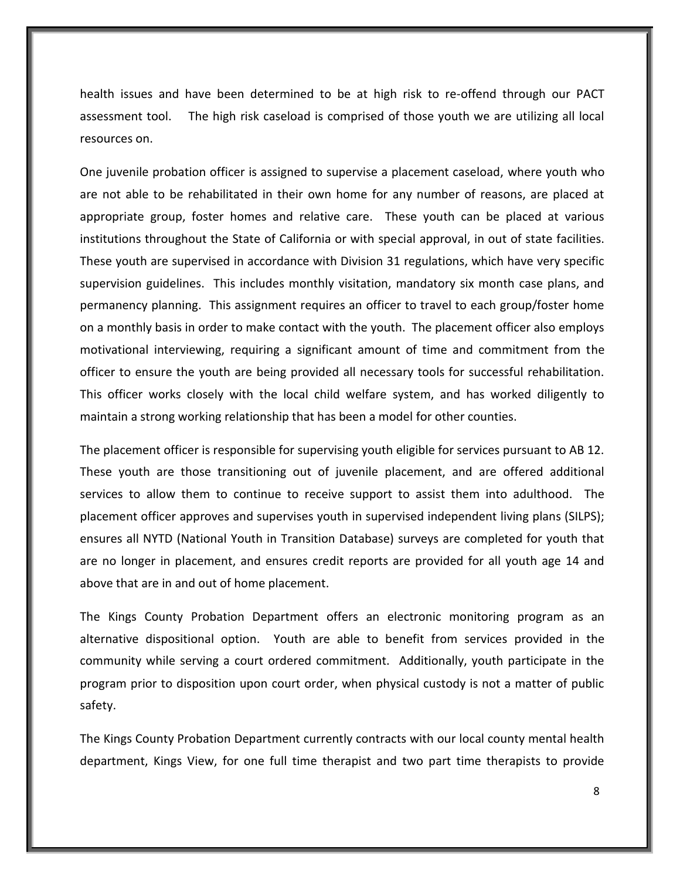health issues and have been determined to be at high risk to re-offend through our PACT assessment tool. The high risk caseload is comprised of those youth we are utilizing all local resources on.

One juvenile probation officer is assigned to supervise a placement caseload, where youth who are not able to be rehabilitated in their own home for any number of reasons, are placed at appropriate group, foster homes and relative care. These youth can be placed at various institutions throughout the State of California or with special approval, in out of state facilities. These youth are supervised in accordance with Division 31 regulations, which have very specific supervision guidelines. This includes monthly visitation, mandatory six month case plans, and permanency planning. This assignment requires an officer to travel to each group/foster home on a monthly basis in order to make contact with the youth. The placement officer also employs motivational interviewing, requiring a significant amount of time and commitment from the officer to ensure the youth are being provided all necessary tools for successful rehabilitation. This officer works closely with the local child welfare system, and has worked diligently to maintain a strong working relationship that has been a model for other counties.

The placement officer is responsible for supervising youth eligible for services pursuant to AB 12. These youth are those transitioning out of juvenile placement, and are offered additional services to allow them to continue to receive support to assist them into adulthood. The placement officer approves and supervises youth in supervised independent living plans (SILPS); ensures all NYTD (National Youth in Transition Database) surveys are completed for youth that are no longer in placement, and ensures credit reports are provided for all youth age 14 and above that are in and out of home placement.

The Kings County Probation Department offers an electronic monitoring program as an alternative dispositional option. Youth are able to benefit from services provided in the community while serving a court ordered commitment. Additionally, youth participate in the program prior to disposition upon court order, when physical custody is not a matter of public safety.

The Kings County Probation Department currently contracts with our local county mental health department, Kings View, for one full time therapist and two part time therapists to provide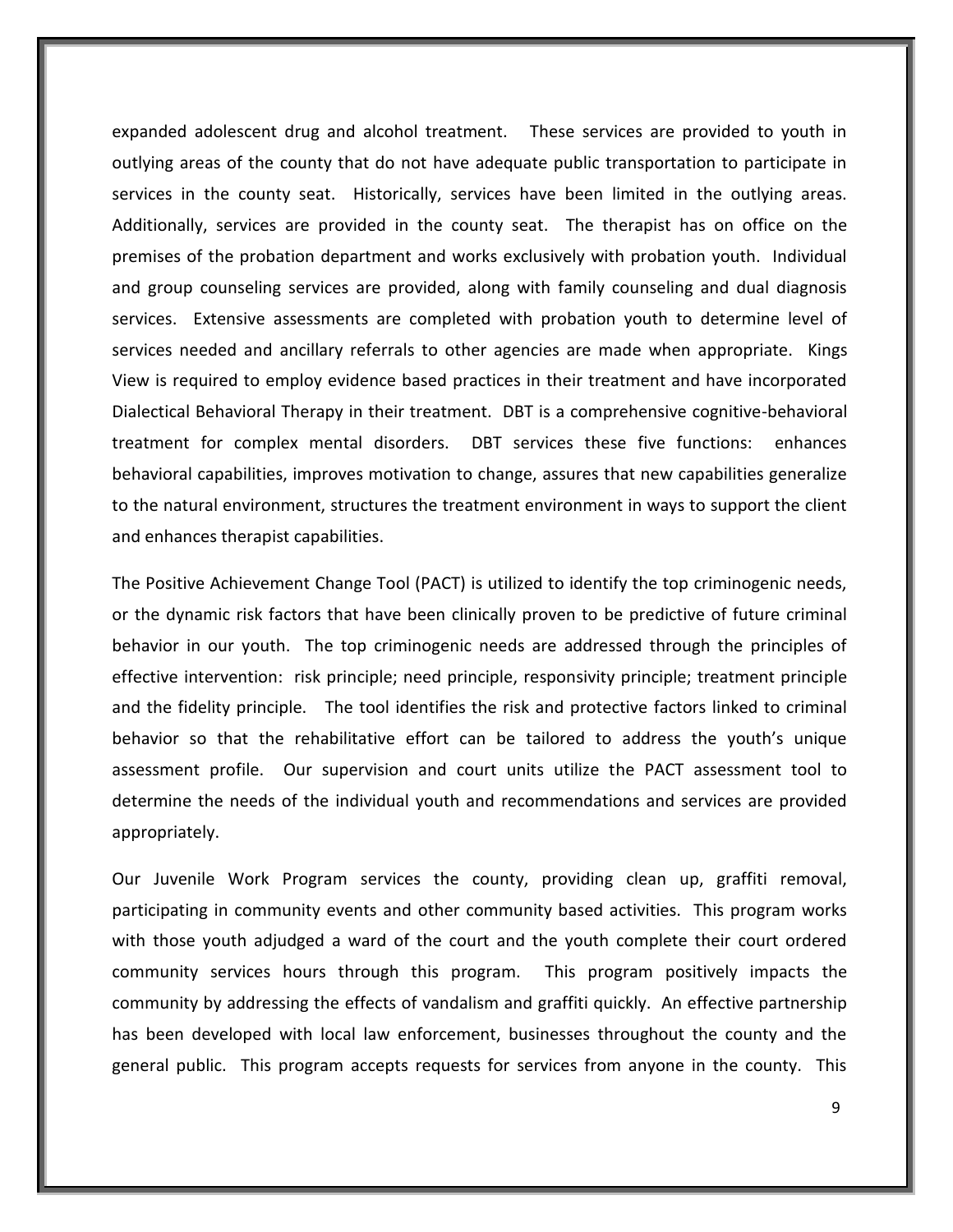expanded adolescent drug and alcohol treatment. These services are provided to youth in outlying areas of the county that do not have adequate public transportation to participate in services in the county seat. Historically, services have been limited in the outlying areas. Additionally, services are provided in the county seat. The therapist has on office on the premises of the probation department and works exclusively with probation youth. Individual and group counseling services are provided, along with family counseling and dual diagnosis services. Extensive assessments are completed with probation youth to determine level of services needed and ancillary referrals to other agencies are made when appropriate. Kings View is required to employ evidence based practices in their treatment and have incorporated Dialectical Behavioral Therapy in their treatment. DBT is a comprehensive cognitive-behavioral treatment for complex mental disorders. DBT services these five functions: enhances behavioral capabilities, improves motivation to change, assures that new capabilities generalize to the natural environment, structures the treatment environment in ways to support the client and enhances therapist capabilities.

The Positive Achievement Change Tool (PACT) is utilized to identify the top criminogenic needs, or the dynamic risk factors that have been clinically proven to be predictive of future criminal behavior in our youth. The top criminogenic needs are addressed through the principles of effective intervention: risk principle; need principle, responsivity principle; treatment principle and the fidelity principle. The tool identifies the risk and protective factors linked to criminal behavior so that the rehabilitative effort can be tailored to address the youth's unique assessment profile. Our supervision and court units utilize the PACT assessment tool to determine the needs of the individual youth and recommendations and services are provided appropriately.

Our Juvenile Work Program services the county, providing clean up, graffiti removal, participating in community events and other community based activities. This program works with those youth adjudged a ward of the court and the youth complete their court ordered community services hours through this program. This program positively impacts the community by addressing the effects of vandalism and graffiti quickly. An effective partnership has been developed with local law enforcement, businesses throughout the county and the general public. This program accepts requests for services from anyone in the county. This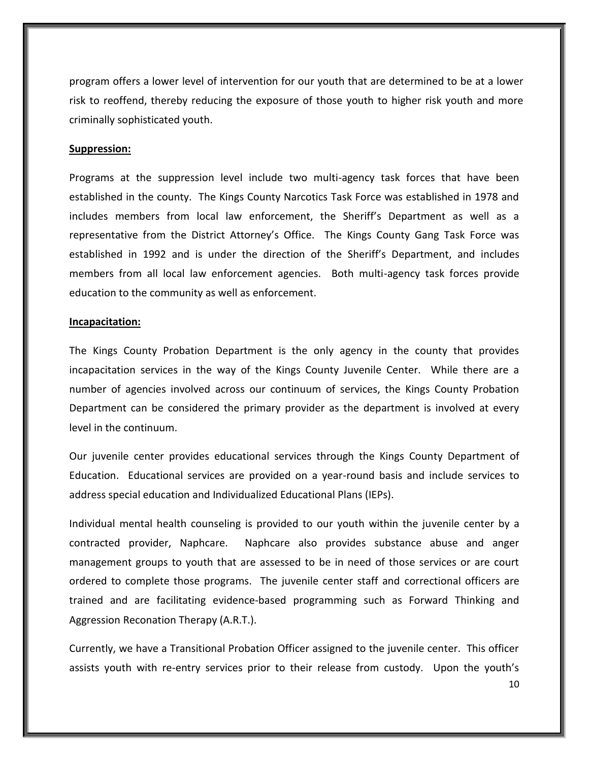program offers a lower level of intervention for our youth that are determined to be at a lower risk to reoffend, thereby reducing the exposure of those youth to higher risk youth and more criminally sophisticated youth.

**Suppression:**

Programs at the suppression level include two multi-agency task forces that have been established in the county. The Kings County Narcotics Task Force was established in 1978 and includes members from local law enforcement, the Sheriff's Department as well as a representative from the District Attorney's Office. The Kings County Gang Task Force was established in 1992 and is under the direction of the Sheriff's Department, and includes members from all local law enforcement agencies. Both multi-agency task forces provide education to the community as well as enforcement.

**Incapacitation:**

The Kings County Probation Department is the only agency in the county that provides incapacitation services in the way of the Kings County Juvenile Center. While there are a number of agencies involved across our continuum of services, the Kings County Probation Department can be considered the primary provider as the department is involved at every level in the continuum.

Our juvenile center provides educational services through the Kings County Department of Education. Educational services are provided on a year-round basis and include services to address special education and Individualized Educational Plans (IEPs).

Individual mental health counseling is provided to our youth within the juvenile center by a contracted provider, Naphcare. Naphcare also provides substance abuse and anger management groups to youth that are assessed to be in need of those services or are court ordered to complete those programs. The juvenile center staff and correctional officers are trained and are facilitating evidence-based programming such as Forward Thinking and Aggression Reconation Therapy (A.R.T.).

Currently, we have a Transitional Probation Officer assigned to the juvenile center. This officer assists youth with re-entry services prior to their release from custody. Upon the youth's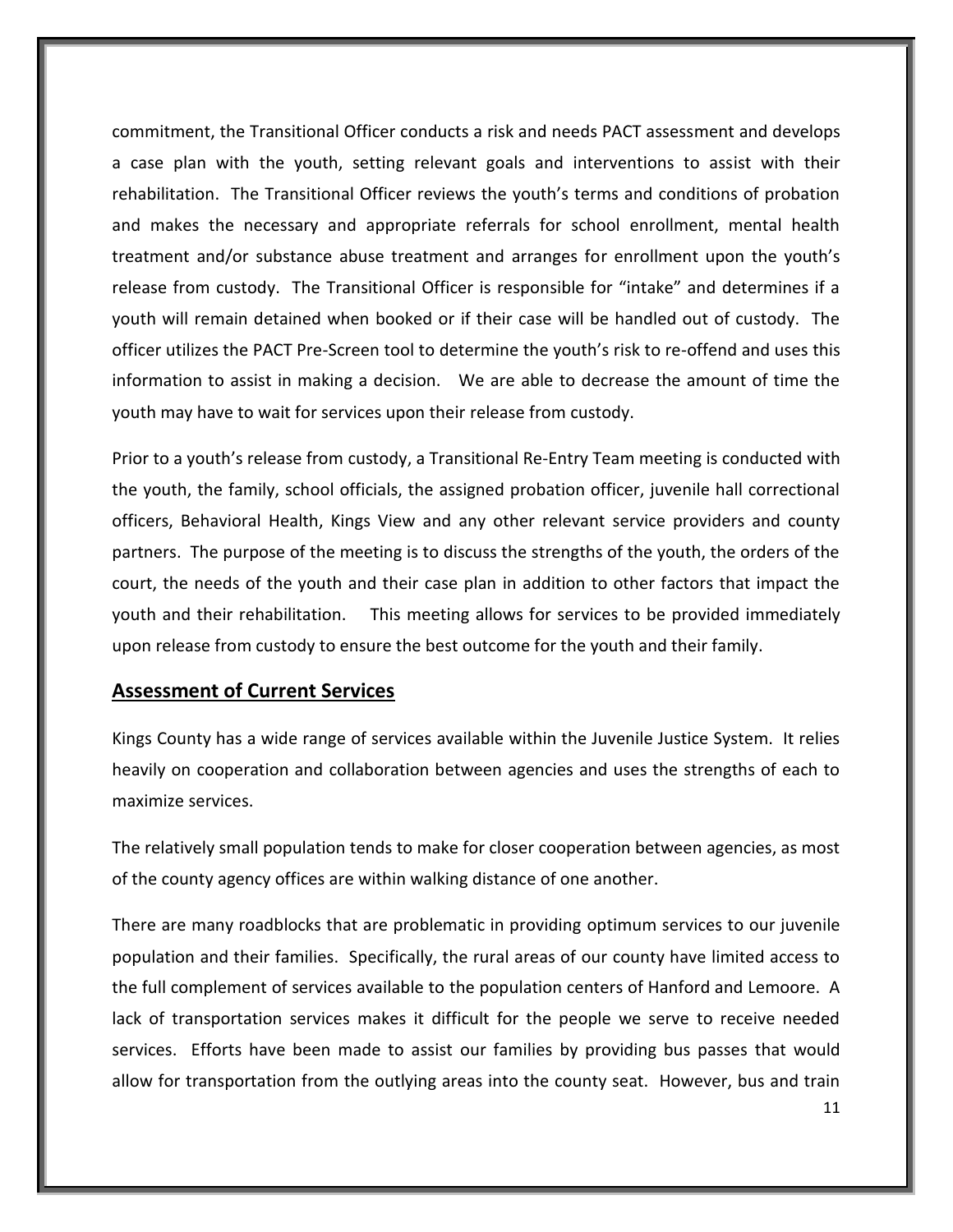commitment, the Transitional Officer conducts a risk and needs PACT assessment and develops a case plan with the youth, setting relevant goals and interventions to assist with their rehabilitation. The Transitional Officer reviews the youth's terms and conditions of probation and makes the necessary and appropriate referrals for school enrollment, mental health treatment and/or substance abuse treatment and arranges for enrollment upon the youth's release from custody. The Transitional Officer is responsible for "intake" and determines if a youth will remain detained when booked or if their case will be handled out of custody. The officer utilizes the PACT Pre-Screen tool to determine the youth's risk to re-offend and uses this information to assist in making a decision. We are able to decrease the amount of time the youth may have to wait for services upon their release from custody.

Prior to a youth's release from custody, a Transitional Re-Entry Team meeting is conducted with the youth, the family, school officials, the assigned probation officer, juvenile hall correctional officers, Behavioral Health, Kings View and any other relevant service providers and county partners. The purpose of the meeting is to discuss the strengths of the youth, the orders of the court, the needs of the youth and their case plan in addition to other factors that impact the youth and their rehabilitation. This meeting allows for services to be provided immediately upon release from custody to ensure the best outcome for the youth and their family.

## Assessment of Current Services

Kings County has a wide range of services available within the Juvenile Justice System. It relies heavily on cooperation and collaboration between agencies and uses the strengths of each to maximize services.

The relatively small population tends to make for closer cooperation between agencies, as most of the county agency offices are within walking distance of one another.

There are many roadblocks that are problematic in providing optimum services to our juvenile population and their families. Specifically, the rural areas of our county have limited access to the full complement of services available to the population centers of Hanford and Lemoore. A lack of transportation services makes it difficult for the people we serve to receive needed services. Efforts have been made to assist our families by providing bus passes that would allow for transportation from the outlying areas into the county seat. However, bus and train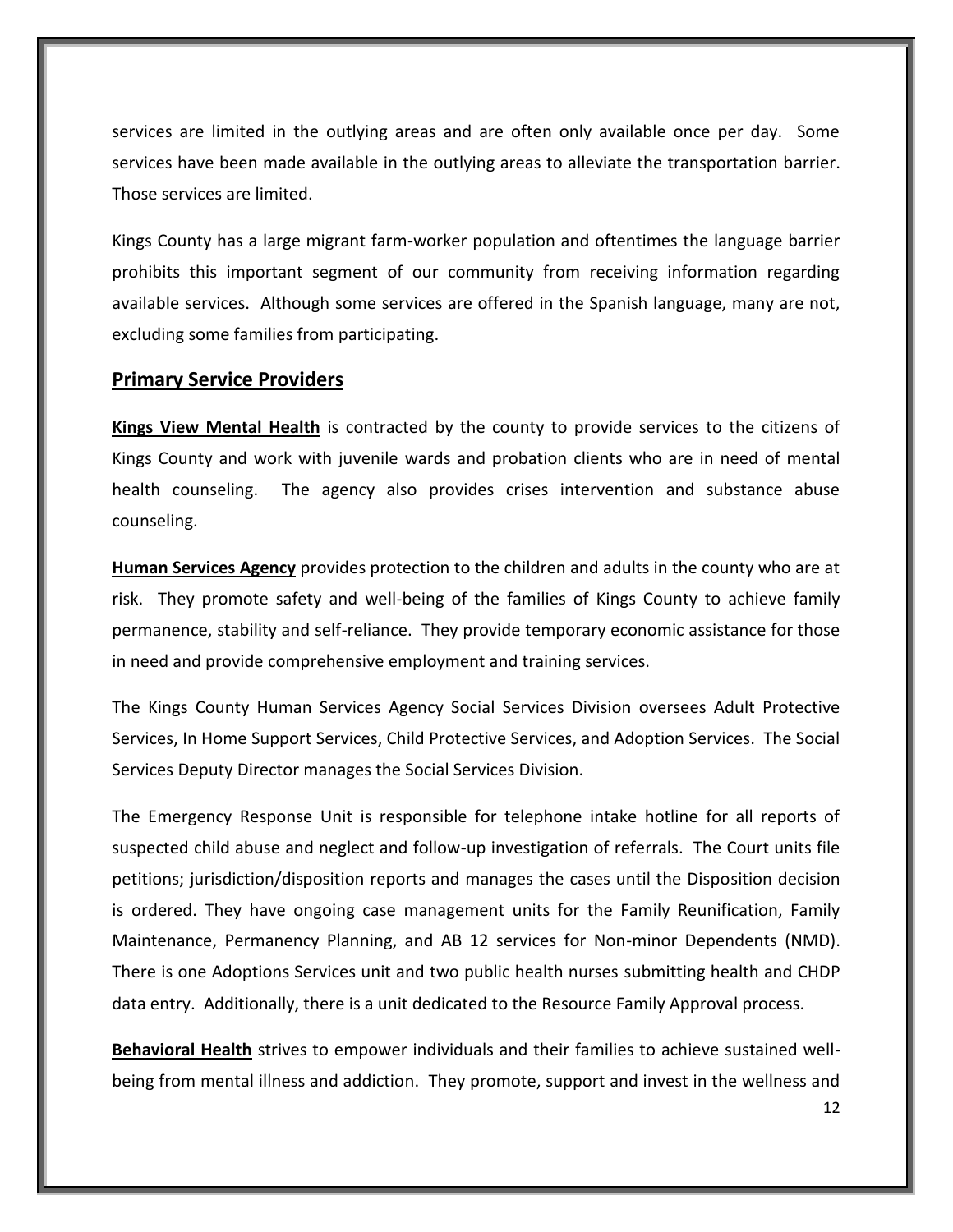services are limited in the outlying areas and are often only available once per day. Some services have been made available in the outlying areas to alleviate the transportation barrier. Those services are limited.

Kings County has a large migrant farm-worker population and oftentimes the language barrier prohibits this important segment of our community from receiving information regarding available services. Although some services are offered in the Spanish language, many are not, excluding some families from participating.

## Primary Service Providers

**Kings View Mental Health** is contracted by the county to provide services to the citizens of Kings County and work with juvenile wards and probation clients who are in need of mental health counseling. The agency also provides crises intervention and substance abuse counseling.

**Human Services Agency** provides protection to the children and adults in the county who are at risk. They promote safety and well-being of the families of Kings County to achieve family permanence, stability and self-reliance. They provide temporary economic assistance for those in need and provide comprehensive employment and training services.

The Kings County Human Services Agency Social Services Division oversees Adult Protective Services, In Home Support Services, Child Protective Services, and Adoption Services. The Social Services Deputy Director manages the Social Services Division.

The Emergency Response Unit is responsible for telephone intake hotline for all reports of suspected child abuse and neglect and follow-up investigation of referrals. The Court units file petitions; jurisdiction/disposition reports and manages the cases until the Disposition decision is ordered. They have ongoing case management units for the Family Reunification, Family Maintenance, Permanency Planning, and AB 12 services for Non-minor Dependents (NMD). There is one Adoptions Services unit and two public health nurses submitting health and CHDP data entry. Additionally, there is a unit dedicated to the Resource Family Approval process.

**Behavioral Health** strives to empower individuals and their families to achieve sustained well-being from mental illness and addiction. They promote, support and invest in the wellness and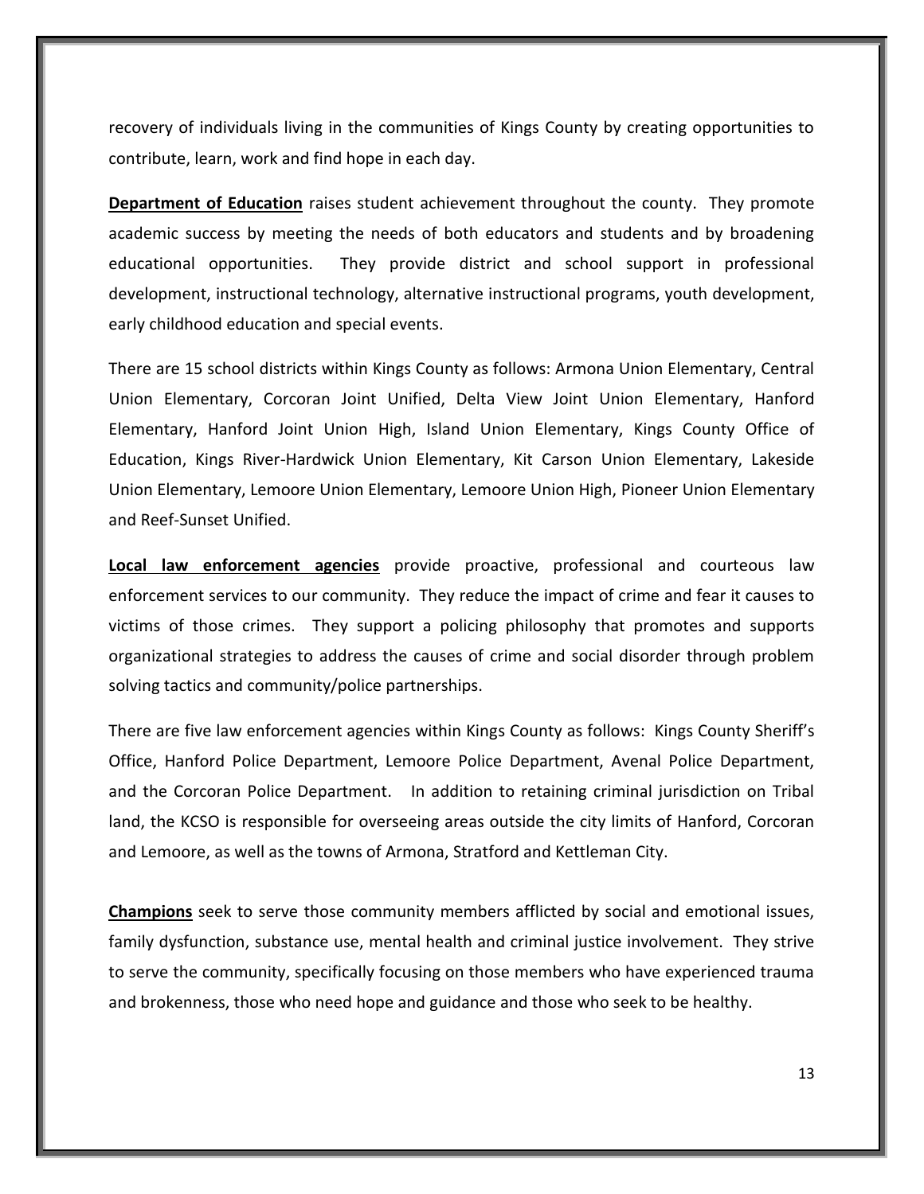recovery of individuals living in the communities of Kings County by creating opportunities to contribute, learn, work and find hope in each day.

**Department of Education** raises student achievement throughout the county. They promote academic success by meeting the needs of both educators and students and by broadening educational opportunities. They provide district and school support in professional development, instructional technology, alternative instructional programs, youth development, early childhood education and special events.

There are 15 school districts within Kings County as follows: Armona Union Elementary, Central Union Elementary, Corcoran Joint Unified, Delta View Joint Union Elementary, Hanford Elementary, Hanford Joint Union High, Island Union Elementary, Kings County Office of Education, Kings River-Hardwick Union Elementary, Kit Carson Union Elementary, Lakeside Union Elementary, Lemoore Union Elementary, Lemoore Union High, Pioneer Union Elementary and Reef-Sunset Unified.

**Local law enforcement agencies** provide proactive, professional and courteous law enforcement services to our community. They reduce the impact of crime and fear it causes to victims of those crimes. They support a policing philosophy that promotes and supports organizational strategies to address the causes of crime and social disorder through problem solving tactics and community/police partnerships.

There are five law enforcement agencies within Kings County as follows: Kings County Sheriff's Office, Hanford Police Department, Lemoore Police Department, Avenal Police Department, and the Corcoran Police Department. In addition to retaining criminal jurisdiction on Tribal land, the KCSO is responsible for overseeing areas outside the city limits of Hanford, Corcoran and Lemoore, as well as the towns of Armona, Stratford and Kettleman City.

**Champions** seek to serve those community members afflicted by social and emotional issues, family dysfunction, substance use, mental health and criminal justice involvement. They strive to serve the community, specifically focusing on those members who have experienced trauma and brokenness, those who need hope and guidance and those who seek to be healthy.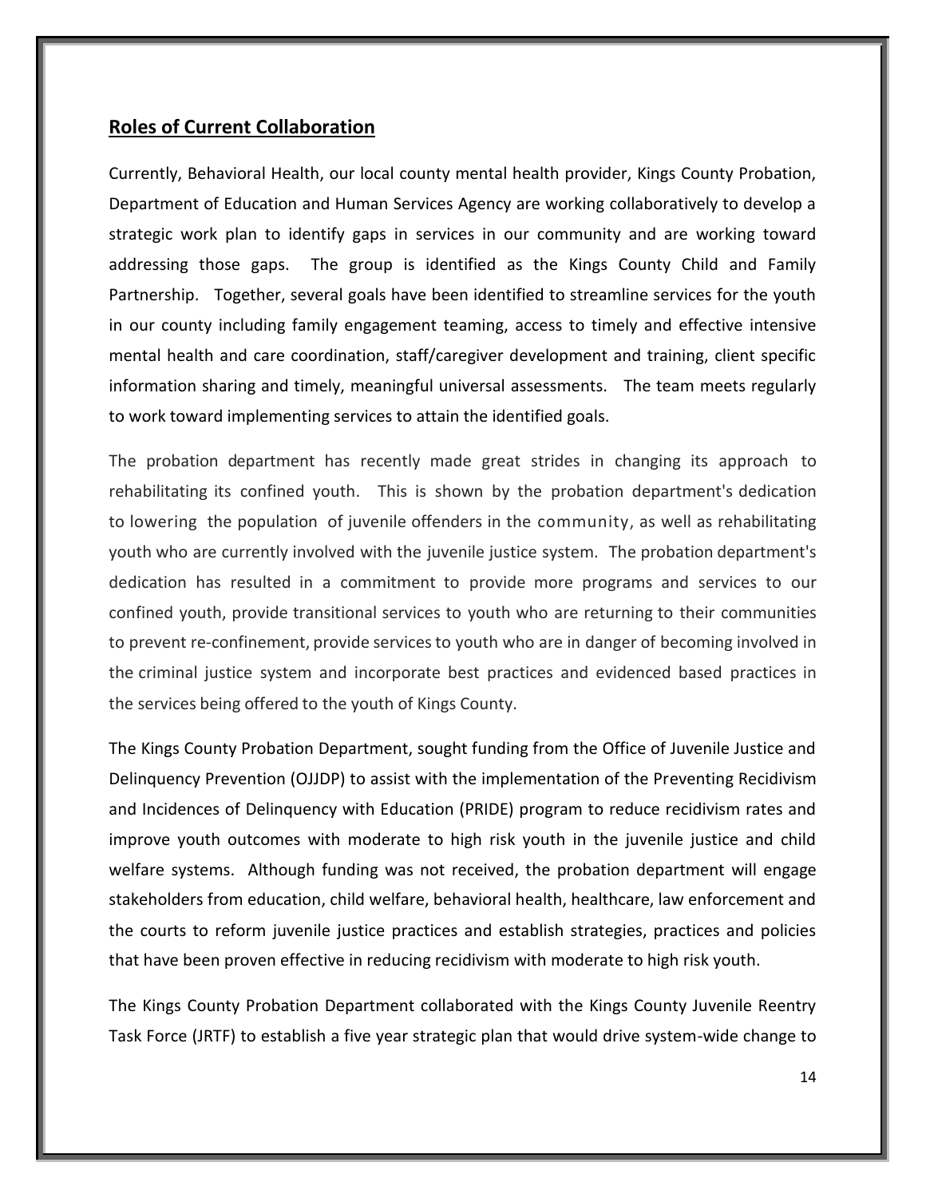## Roles of Current Collaboration

Currently, Behavioral Health, our local county mental health provider, Kings County Probation, Department of Education and Human Services Agency are working collaboratively to develop a strategic work plan to identify gaps in services in our community and are working toward addressing those gaps. The group is identified as the Kings County Child and Family Partnership. Together, several goals have been identified to streamline services for the youth in our county including family engagement teaming, access to timely and effective intensive mental health and care coordination, staff/caregiver development and training, client specific information sharing and timely, meaningful universal assessments. The team meets regularly to work toward implementing services to attain the identified goals.

The probation department has recently made great strides in changing its approach to rehabilitating its confined youth. This is shown by the probation department's dedication to lowering the population of juvenile offenders in the community, as well as rehabilitating youth who are currently involved with the juvenile justice system. The probation department's dedication has resulted in a commitment to provide more programs and services to our confined youth, provide transitional services to youth who are returning to their communities to prevent re-confinement, provide services to youth who are in danger of becoming involved in the criminal justice system and incorporate best practices and evidenced based practices in the services being offered to the youth of Kings County.

The Kings County Probation Department, sought funding from the Office of Juvenile Justice and Delinquency Prevention (OJJDP) to assist with the implementation of the Preventing Recidivism and Incidences of Delinquency with Education (PRIDE) program to reduce recidivism rates and improve youth outcomes with moderate to high risk youth in the juvenile justice and child welfare systems. Although funding was not received, the probation department will engage stakeholders from education, child welfare, behavioral health, healthcare, law enforcement and the courts to reform juvenile justice practices and establish strategies, practices and policies that have been proven effective in reducing recidivism with moderate to high risk youth.

The Kings County Probation Department collaborated with the Kings County Juvenile Reentry Task Force (JRTF) to establish a five year strategic plan that would drive system-wide change to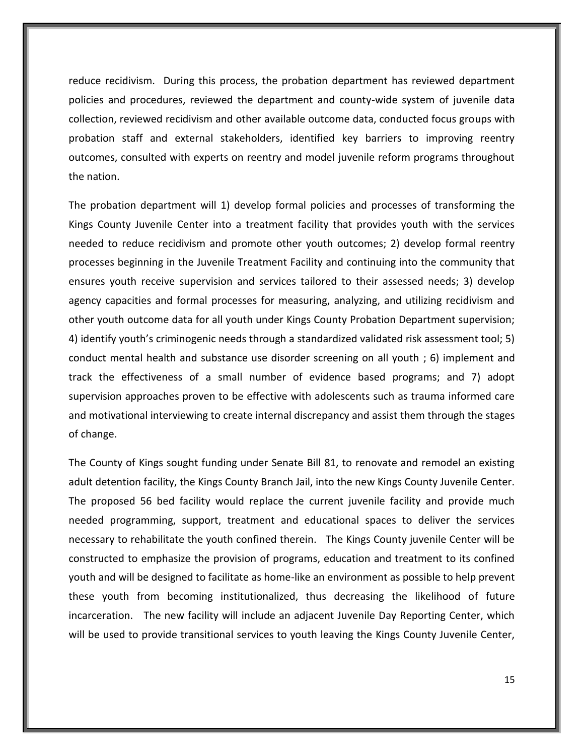reduce recidivism. During this process, the probation department has reviewed department policies and procedures, reviewed the department and county-wide system of juvenile data collection, reviewed recidivism and other available outcome data, conducted focus groups with probation staff and external stakeholders, identified key barriers to improving reentry outcomes, consulted with experts on reentry and model juvenile reform programs throughout the nation.

The probation department will 1) develop formal policies and processes of transforming the Kings County Juvenile Center into a treatment facility that provides youth with the services needed to reduce recidivism and promote other youth outcomes; 2) develop formal reentry processes beginning in the Juvenile Treatment Facility and continuing into the community that ensures youth receive supervision and services tailored to their assessed needs; 3) develop agency capacities and formal processes for measuring, analyzing, and utilizing recidivism and other youth outcome data for all youth under Kings County Probation Department supervision; 4) identify youth's criminogenic needs through a standardized validated risk assessment tool; 5) conduct mental health and substance use disorder screening on all youth ; 6) implement and track the effectiveness of a small number of evidence based programs; and 7) adopt supervision approaches proven to be effective with adolescents such as trauma informed care and motivational interviewing to create internal discrepancy and assist them through the stages of change.

The County of Kings sought funding under Senate Bill 81, to renovate and remodel an existing adult detention facility, the Kings County Branch Jail, into the new Kings County Juvenile Center. The proposed 56 bed facility would replace the current juvenile facility and provide much needed programming, support, treatment and educational spaces to deliver the services necessary to rehabilitate the youth confined therein. The Kings County juvenile Center will be constructed to emphasize the provision of programs, education and treatment to its confined youth and will be designed to facilitate as home-like an environment as possible to help prevent these youth from becoming institutionalized, thus decreasing the likelihood of future incarceration. The new facility will include an adjacent Juvenile Day Reporting Center, which will be used to provide transitional services to youth leaving the Kings County Juvenile Center,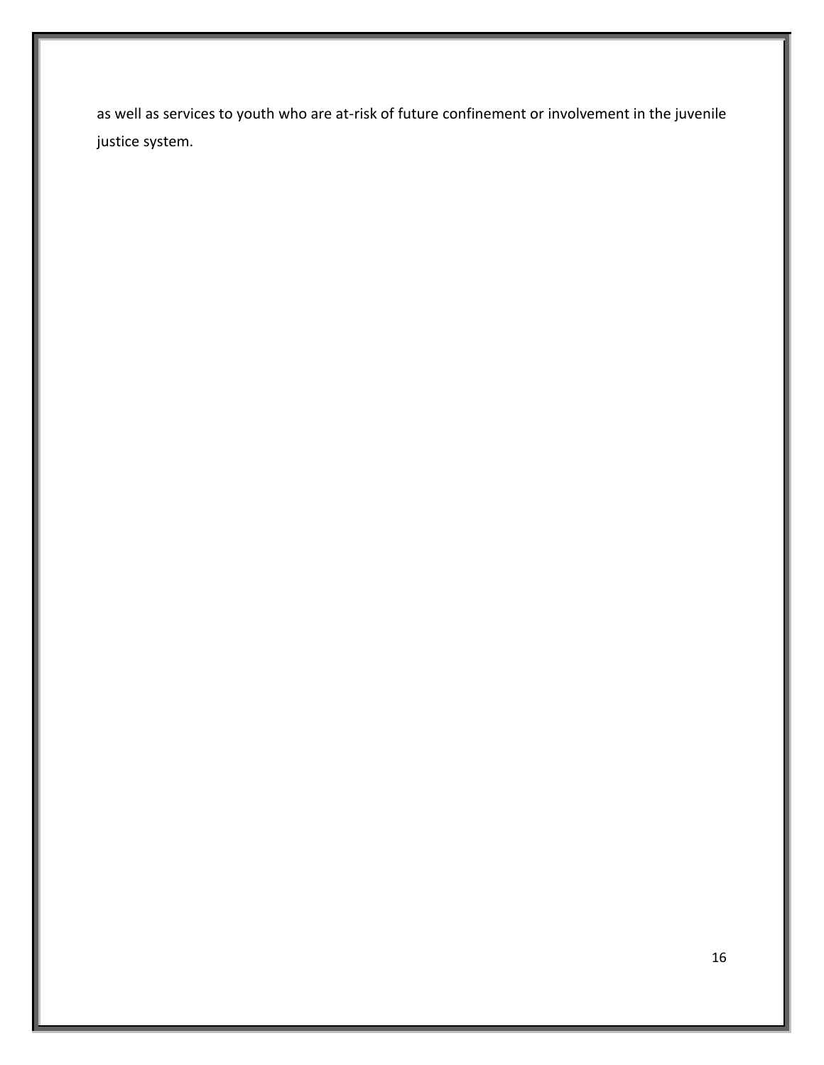as well as services to youth who are at-risk of future confinement or involvement in the juvenile justice system.